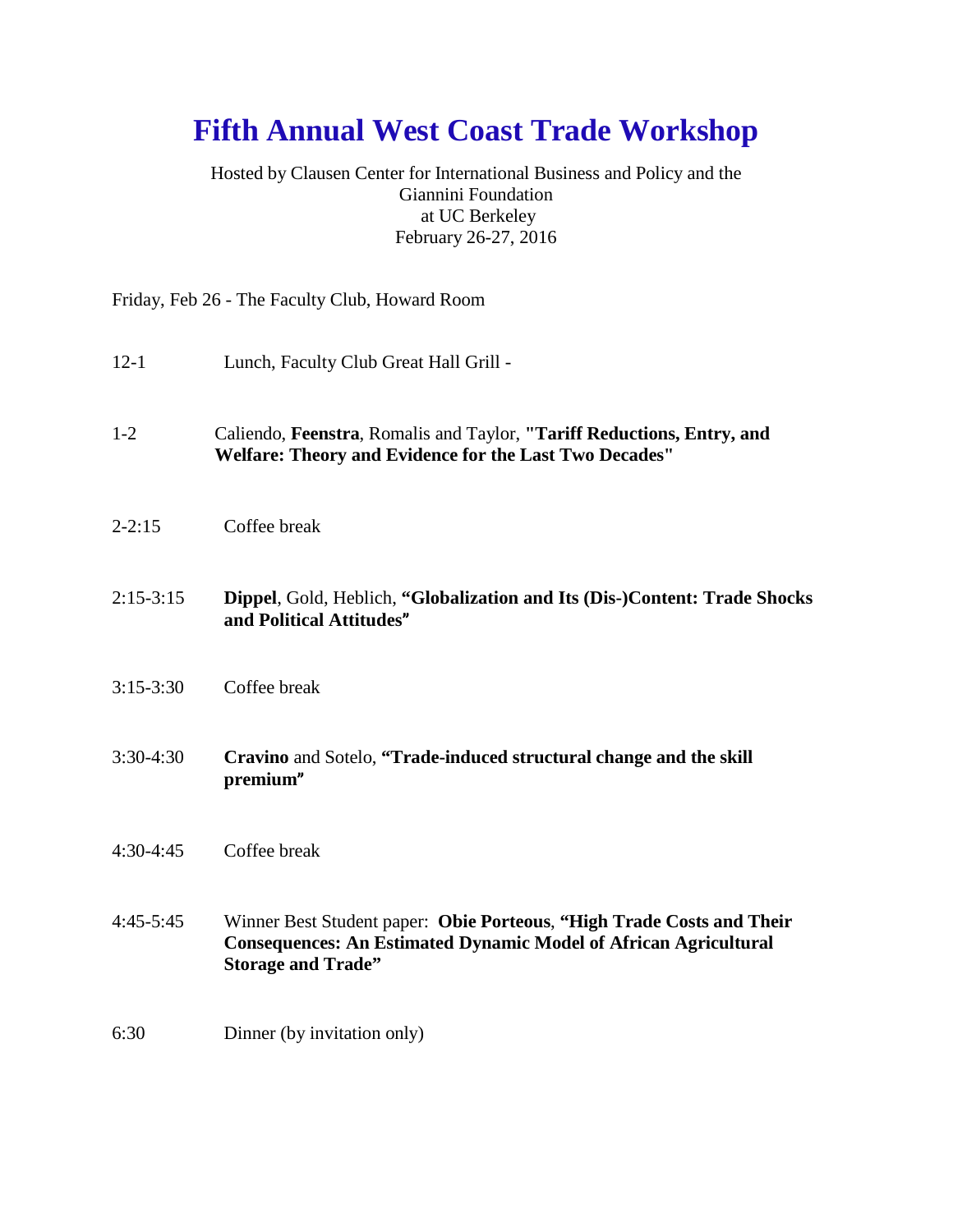# Fifth Annual West Coast Trade Workshop

Hosted by Clausen Center for International Business and Policy and the Giannini Foundation at UC Berkeley
February 26-27, 2016

Friday, Feb 26 - The Faculty Club, Howard Room

| | |
|---|---|
| 12-1 | Lunch, Faculty Club Great Hall Grill - |
| 1-2 | Caliendo, **Feenstra**, Romalis and Taylor, **"Tariff Reductions, Entry, and Welfare: Theory and Evidence for the Last Two Decades"** |
| 2-2:15 | Coffee break |
| 2:15-3:15 | **Dippel**, Gold, Heblich, **"Globalization and Its (Dis-)Content: Trade Shocks and Political Attitudes"** |
| 3:15-3:30 | Coffee break |
| 3:30-4:30 | **Cravino** and Sotelo, **"Trade-induced structural change and the skill premium"** |
| 4:30-4:45 | Coffee break |
| 4:45-5:45 | Winner Best Student paper: **Obie Porteous**, **"High Trade Costs and Their Consequences: An Estimated Dynamic Model of African Agricultural Storage and Trade"** |
| 6:30 | Dinner (by invitation only) |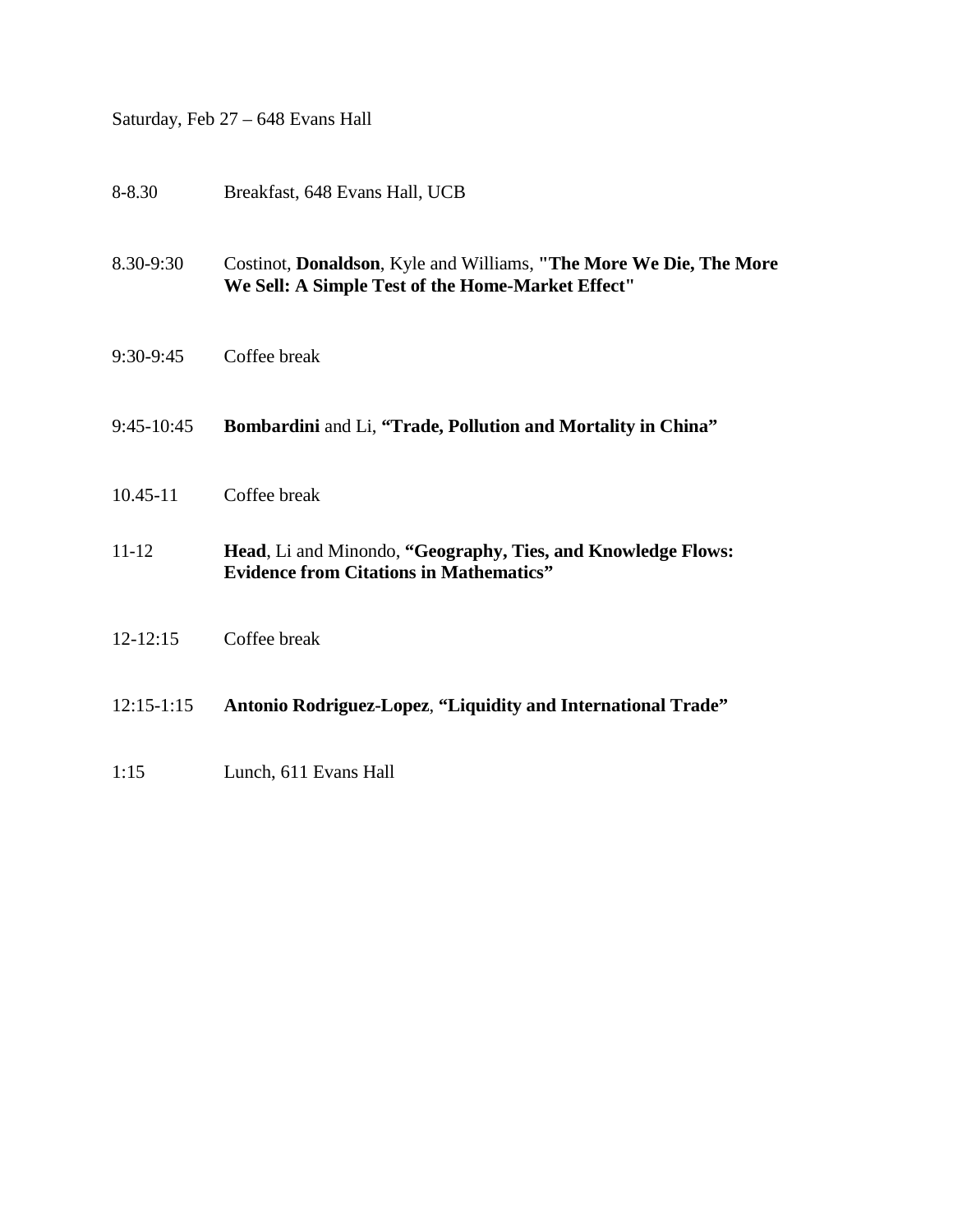Saturday, Feb 27 – 648 Evans Hall

| | |
|---|---|
| 8-8.30 | Breakfast, 648 Evans Hall, UCB |
| 8.30-9:30 | Costinot, **Donaldson**, Kyle and Williams, **"The More We Die, The More We Sell: A Simple Test of the Home-Market Effect"** |
| 9:30-9:45 | Coffee break |
| 9:45-10:45 | **Bombardini** and Li, **"Trade, Pollution and Mortality in China"** |
| 10.45-11 | Coffee break |
| 11-12 | **Head**, Li and Minondo, **"Geography, Ties, and Knowledge Flows: Evidence from Citations in Mathematics"** |
| 12-12:15 | Coffee break |
| 12:15-1:15 | **Antonio Rodriguez-Lopez**, **"Liquidity and International Trade"** |
| 1:15 | Lunch, 611 Evans Hall |